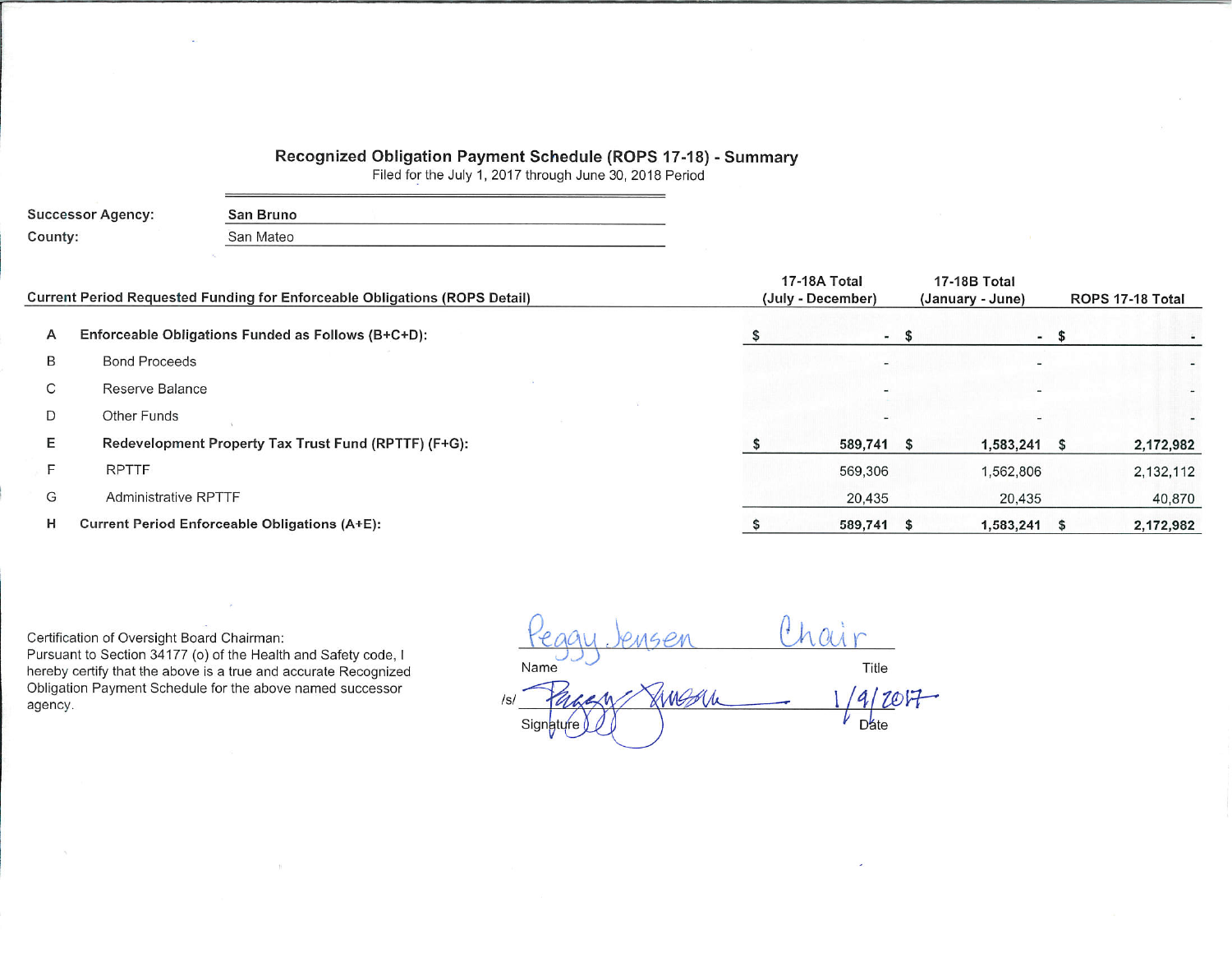## Recognized Obligation Payment Schedule (ROPS 17-18) - Summary

Filed for the July 1, 2017 through June 30, 2018 Period

**Successor Agency:** **San Bruno**

**County:** San Mateo

| | **Current Period Requested Funding for Enforceable Obligations (ROPS Detail)** | **17-18A Total (July - December)** | **17-18B Total (January - June)** | **ROPS 17-18 Total** |
|---|---|---|---|---|
| A | **Enforceable Obligations Funded as Follows (B+C+D):** | **$ -** | **$ -** | **$ -** |
| B | Bond Proceeds | - | - | - |
| C | Reserve Balance | - | - | - |
| D | Other Funds | - | - | - |
| E | **Redevelopment Property Tax Trust Fund (RPTTF) (F+G):** | **$ 589,741** | **$ 1,583,241** | **$ 2,172,982** |
| F | RPTTF | 569,306 | 1,562,806 | 2,132,112 |
| G | Administrative RPTTF | 20,435 | 20,435 | 40,870 |
| H | **Current Period Enforceable Obligations (A+E):** | **$ 589,741** | **$ 1,583,241** | **$ 2,172,982** |

Certification of Oversight Board Chairman:
Pursuant to Section 34177 (o) of the Health and Safety code, I hereby certify that the above is a true and accurate Recognized Obligation Payment Schedule for the above named successor agency.

Name: Peggy Jensen    Title: Chair

/s/ Signature: Peggy Jensen    Date: 1/9/2017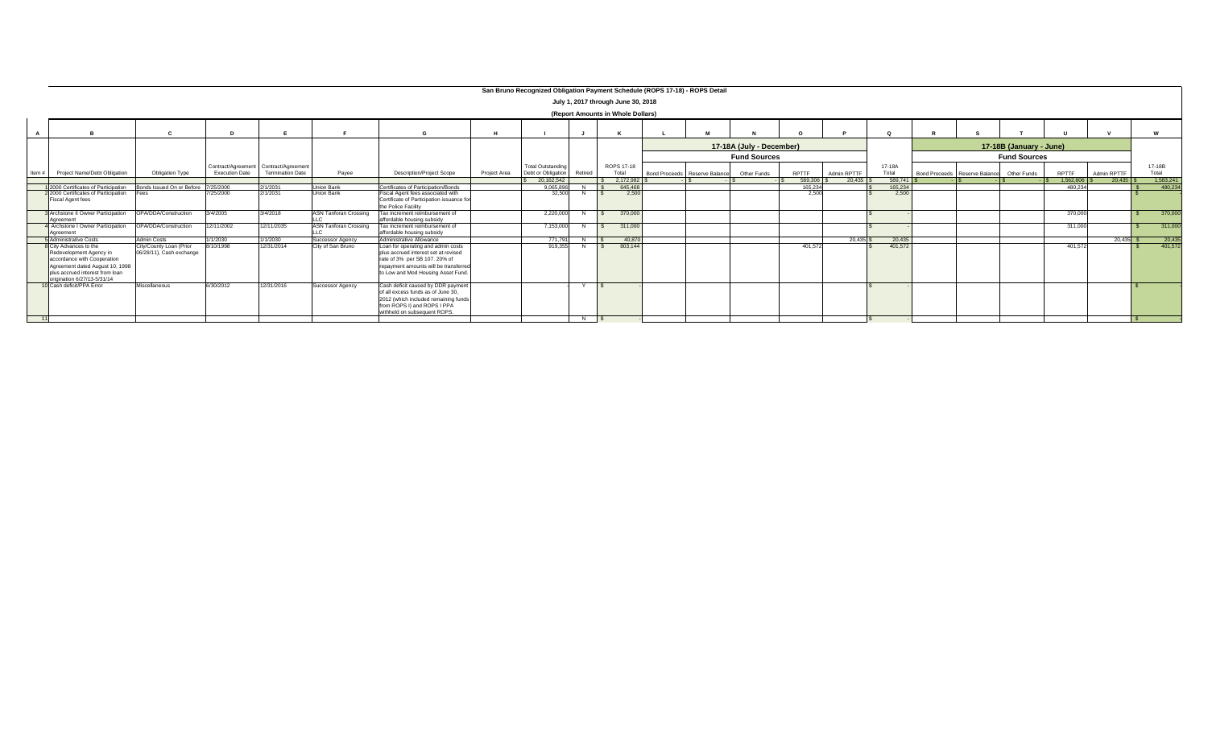# San Bruno Recognized Obligation Payment Schedule (ROPS 17-18) - ROPS Detail

## July 1, 2017 through June 30, 2018

### (Report Amounts in Whole Dollars)

| A | B | C | D | E | F | G | H | I | J | K | L | M | N | O | P | Q | R | S | T | U | V | W |
|---|---|---|---|---|---|---|---|---|---|---|---|---|---|---|---|---|---|---|---|---|---|---|
| | | | | | | | | | | | 17-18A (July - December) | | | | | | 17-18B (January - June) | | | | | |
| | | | | | | | | | | | Fund Sources | | | | | | Fund Sources | | | | | |
| Item # | Project Name/Debt Obligation | Obligation Type | Contract/Agreement Execution Date | Contract/Agreement Termination Date | Payee | Description/Project Scope | Project Area | Total Outstanding Debt or Obligation | Retired | ROPS 17-18 Total | Bond Proceeds | Reserve Balance | Other Funds | RPTTF | Admin RPTTF | 17-18A Total | Bond Proceeds | Reserve Balance | Other Funds | RPTTF | Admin RPTTF | 17-18B Total |
| | | | | | | | | $ 20,162,542 | | $ 2,172,982 | $ - | $ - | $ - | $ 569,306 | $ 20,435 | $ 589,741 | $ - | $ - | $ - | $ 1,562,806 | $ 20,435 | $ 1,583,241 |
| 1 | 2000 Certificates of Participation | Bonds Issued On or Before 12/31/10 | 7/25/2000 | 2/1/2031 | Union Bank | Certificates of Participation/Bonds | | 9,065,896 | N | $ 645,468 | | | | 165,234 | | $ 165,234 | | | | 480,234 | | $ 480,234 |
| 2 | 2000 Certificates of Participation Fiscal Agent fees | Fees | 7/25/2000 | 2/1/2031 | Union Bank | Fiscal Agent fees associated with Certificate of Participation issuance for the Police Facility | | 32,500 | N | $ 2,500 | | | | 2,500 | | $ 2,500 | | | | | | $ - |
| 3 | Archstone II Owner Participation Agreement | OPA/DDA/Construction | 3/4/2005 | 3/4/2018 | ASN Tanforan Crossing LLC | Tax increment reimbursement of affordable housing subsidy | | 2,220,000 | N | $ 370,000 | | | | | | $ - | | | | 370,000 | | $ 370,000 |
| 4 | Archstone I Owner Participation Agreement | OPA/DDA/Construction | 12/11/2002 | 12/11/2035 | ASN Tanforan Crossing LLC | Tax increment reimbursement of affordable housing subsidy | | 7,153,000 | N | $ 311,000 | | | | | | $ - | | | | 311,000 | | $ 311,000 |
| 5 | Administrative Costs | Admin Costs | 1/1/2030 | 1/1/2030 | Successor Agency | Administrative Allowance | | 771,791 | N | $ 40,870 | | | | | 20,435 | $ 20,435 | | | | | 20,435 | $ 20,435 |
| 8 | City Advances to the Redevelopment Agency in accordance with Cooperation Agreement dated August 10, 1998 plus accrued interest from loan origination 6/27/13-5/31/14 | City/County Loan (Prior 06/28/11), Cash exchange | 8/10/1998 | 12/31/2014 | City of San Bruno | Loan for operating and admin costs plus accrued interest set at revised rate of 3% per SB 107. 20% of repayment amounts will be transferred to Low and Mod Housing Asset Fund. | | 919,355 | N | $ 803,144 | | | | 401,572 | | $ 401,572 | | | | 401,572 | | $ 401,572 |
| 10 | Cash deficit/PPA Error | Miscellaneous | 6/30/2012 | 12/31/2016 | Successor Agency | Cash deficit caused by DOF payment of all excess funds as of June 30, 2012 (which included remaining funds from ROPS I) and ROPS I PPA withheld on subsequent ROPS. | | - | Y | $ - | | | | | | $ - | | | | | | $ - |
| 11 | | | | | | | | | N | $ - | | | | | | $ - | | | | | | $ - |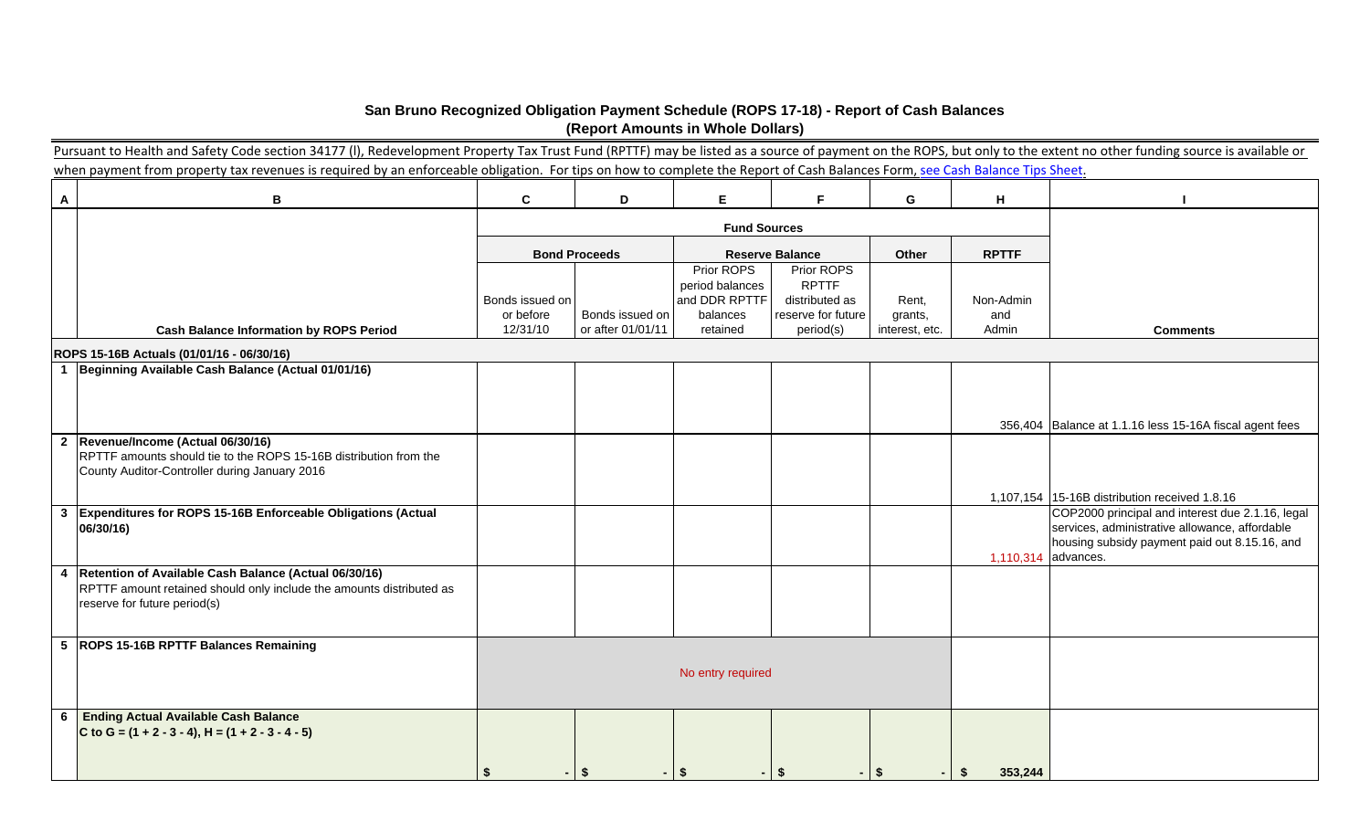# San Bruno Recognized Obligation Payment Schedule (ROPS 17-18) - Report of Cash Balances

## (Report Amounts in Whole Dollars)

Pursuant to Health and Safety Code section 34177 (l), Redevelopment Property Tax Trust Fund (RPTTF) may be listed as a source of payment on the ROPS, but only to the extent no other funding source is available or when payment from property tax revenues is required by an enforceable obligation. For tips on how to complete the Report of Cash Balances Form, see Cash Balance Tips Sheet.

| A | B | C | D | E | F | G | H | I |
|---|---|---|---|---|---|---|---|---|
| | | Fund Sources | | | | | | |
| | | Bond Proceeds | | Reserve Balance | | Other | RPTTF | |
| | Cash Balance Information by ROPS Period | Bonds issued on or before 12/31/10 | Bonds issued on or after 01/01/11 | Prior ROPS period balances and DDR RPTTF balances retained | Prior ROPS RPTTF distributed as reserve for future period(s) | Rent, grants, interest, etc. | Non-Admin and Admin | Comments |
| | **ROPS 15-16B Actuals (01/01/16 - 06/30/16)** | | | | | | | |
| 1 | **Beginning Available Cash Balance (Actual 01/01/16)** | | | | | | 356,404 | Balance at 1.1.16 less 15-16A fiscal agent fees |
| 2 | **Revenue/Income (Actual 06/30/16)** RPTTF amounts should tie to the ROPS 15-16B distribution from the County Auditor-Controller during January 2016 | | | | | | 1,107,154 | 15-16B distribution received 1.8.16 |
| 3 | **Expenditures for ROPS 15-16B Enforceable Obligations (Actual 06/30/16)** | | | | | | 1,110,314 | COP2000 principal and interest due 2.1.16, legal services, administrative allowance, affordable housing subsidy payment paid out 8.15.16, and advances. |
| 4 | **Retention of Available Cash Balance (Actual 06/30/16)** RPTTF amount retained should only include the amounts distributed as reserve for future period(s) | | | | | | | |
| 5 | **ROPS 15-16B RPTTF Balances Remaining** | No entry required | | | | | | |
| 6 | **Ending Actual Available Cash Balance** **C to G = (1 + 2 - 3 - 4), H = (1 + 2 - 3 - 4 - 5)** | $ - | $ - | $ - | $ - | $ - | $ 353,244 | |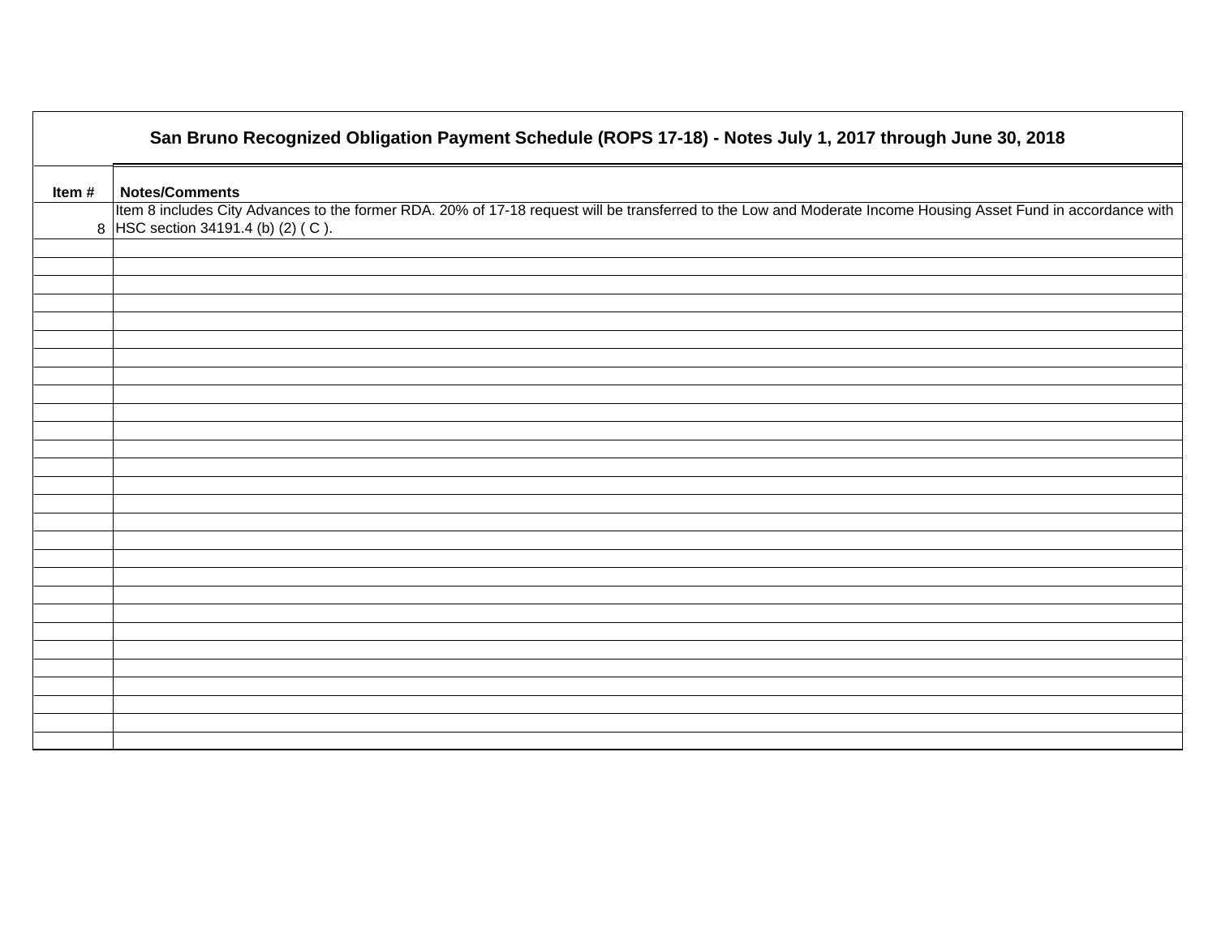## San Bruno Recognized Obligation Payment Schedule (ROPS 17-18) - Notes July 1, 2017 through June 30, 2018

| Item # | Notes/Comments |
|---|---|
| 8 | Item 8 includes City Advances to the former RDA. 20% of 17-18 request will be transferred to the Low and Moderate Income Housing Asset Fund in accordance with HSC section 34191.4 (b) (2) ( C ). |